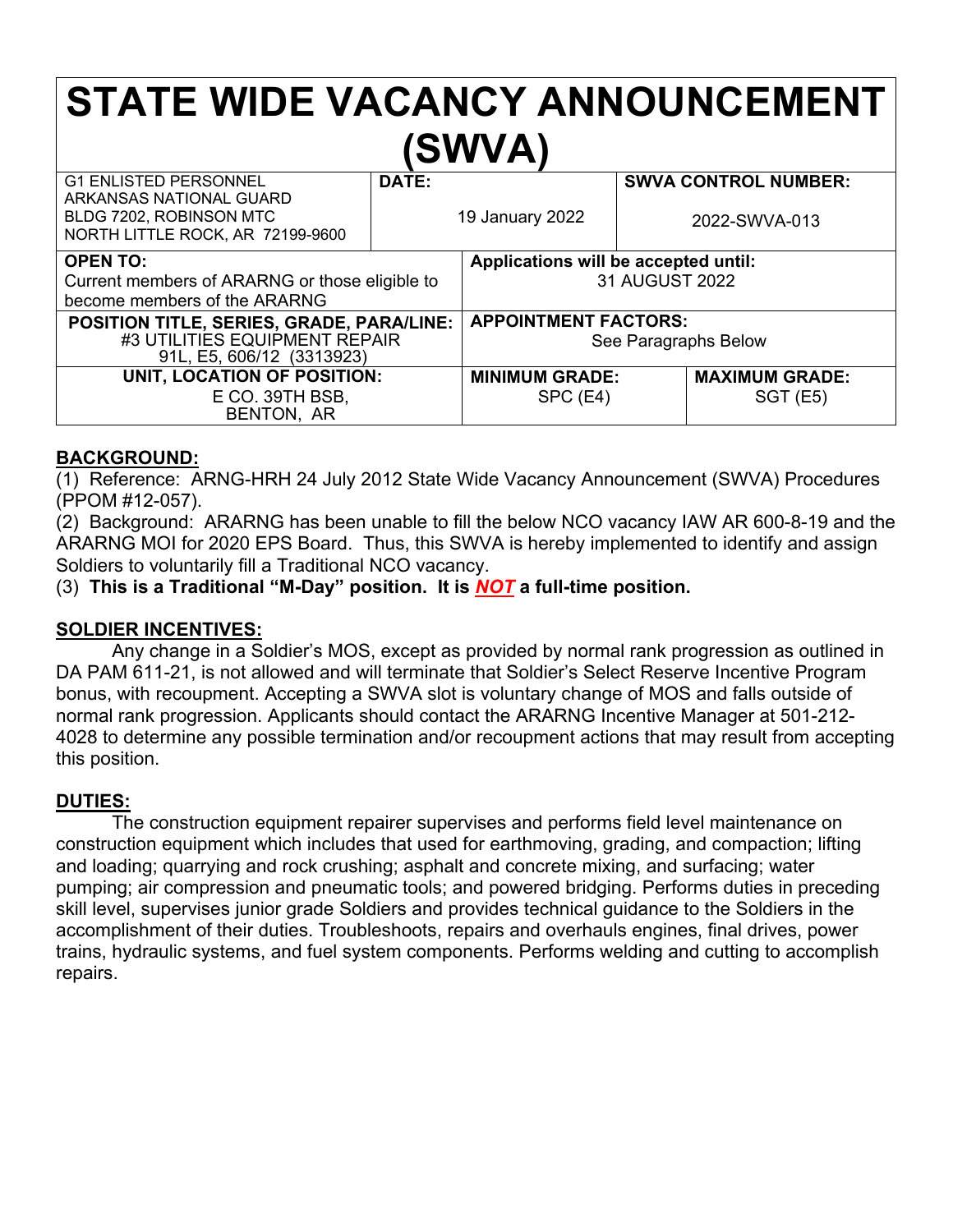# STATE WIDE VACANCY ANNOUNCEMENT (SWVA)

| G1 ENLISTED PERSONNEL<br>ARKANSAS NATIONAL GUARD<br>BLDG 7202, ROBINSON MTC<br>NORTH LITTLE ROCK, AR 72199-9600 | **DATE:**<br>19 January 2022 | **SWVA CONTROL NUMBER:**<br>2022-SWVA-013 |
|---|---|---|
| **OPEN TO:**<br>Current members of ARARNG or those eligible to become members of the ARARNG | **Applications will be accepted until:**<br>31 AUGUST 2022 | |
| **POSITION TITLE, SERIES, GRADE, PARA/LINE:**<br>#3 UTILITIES EQUIPMENT REPAIR<br>91L, E5, 606/12 (3313923) | **APPOINTMENT FACTORS:**<br>See Paragraphs Below | |
| **UNIT, LOCATION OF POSITION:**<br>E CO. 39TH BSB,<br>BENTON, AR | **MINIMUM GRADE:**<br>SPC (E4) | **MAXIMUM GRADE:**<br>SGT (E5) |

## BACKGROUND:

(1) Reference: ARNG-HRH 24 July 2012 State Wide Vacancy Announcement (SWVA) Procedures (PPOM #12-057).

(2) Background: ARARNG has been unable to fill the below NCO vacancy IAW AR 600-8-19 and the ARARNG MOI for 2020 EPS Board. Thus, this SWVA is hereby implemented to identify and assign Soldiers to voluntarily fill a Traditional NCO vacancy.

(3) **This is a Traditional "M-Day" position. It is *NOT* a full-time position.**

## SOLDIER INCENTIVES:

Any change in a Soldier's MOS, except as provided by normal rank progression as outlined in DA PAM 611-21, is not allowed and will terminate that Soldier's Select Reserve Incentive Program bonus, with recoupment. Accepting a SWVA slot is voluntary change of MOS and falls outside of normal rank progression. Applicants should contact the ARARNG Incentive Manager at 501-212-4028 to determine any possible termination and/or recoupment actions that may result from accepting this position.

## DUTIES:

The construction equipment repairer supervises and performs field level maintenance on construction equipment which includes that used for earthmoving, grading, and compaction; lifting and loading; quarrying and rock crushing; asphalt and concrete mixing, and surfacing; water pumping; air compression and pneumatic tools; and powered bridging. Performs duties in preceding skill level, supervises junior grade Soldiers and provides technical guidance to the Soldiers in the accomplishment of their duties. Troubleshoots, repairs and overhauls engines, final drives, power trains, hydraulic systems, and fuel system components. Performs welding and cutting to accomplish repairs.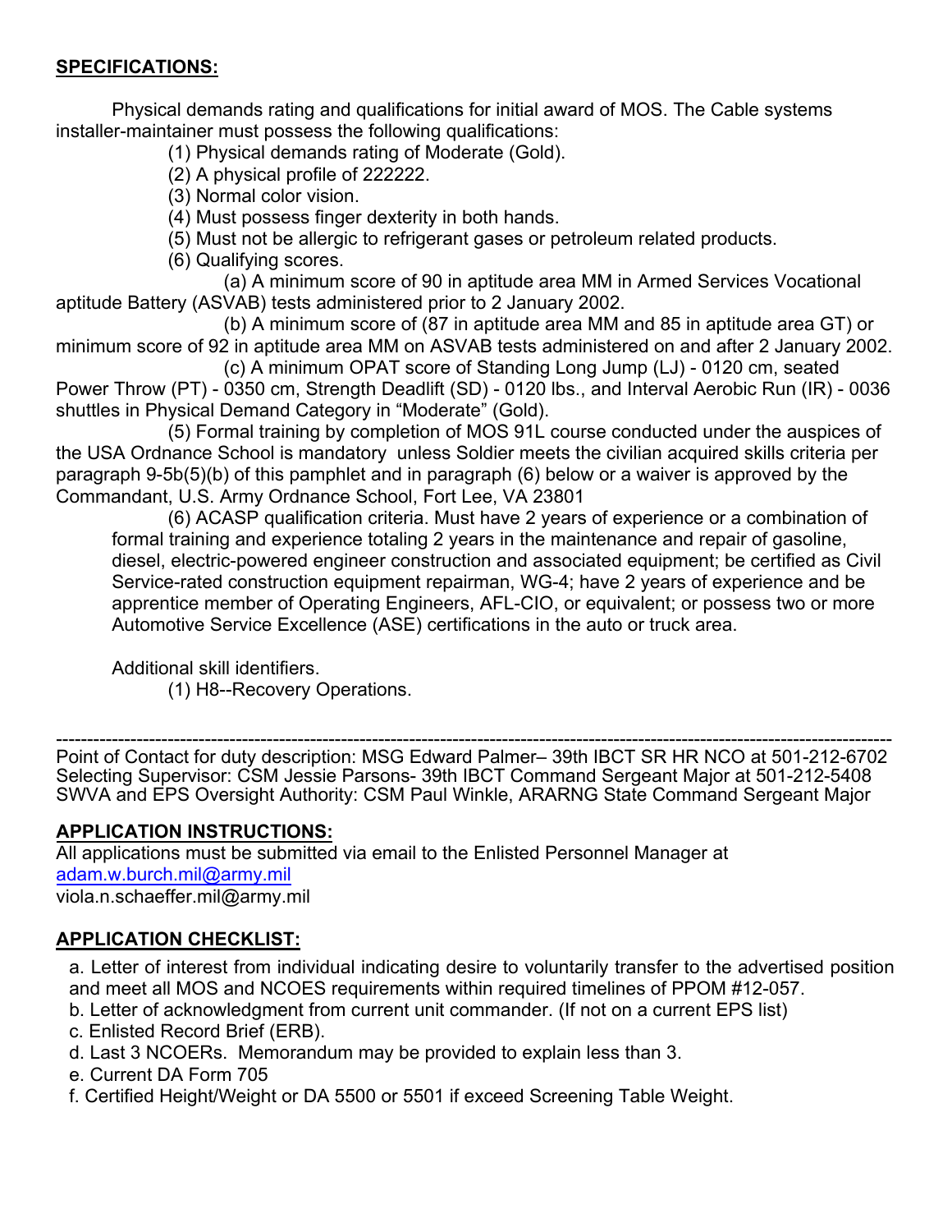**SPECIFICATIONS:**

Physical demands rating and qualifications for initial award of MOS. The Cable systems installer-maintainer must possess the following qualifications:

(1) Physical demands rating of Moderate (Gold).

(2) A physical profile of 222222.

(3) Normal color vision.

(4) Must possess finger dexterity in both hands.

(5) Must not be allergic to refrigerant gases or petroleum related products.

(6) Qualifying scores.

(a) A minimum score of 90 in aptitude area MM in Armed Services Vocational aptitude Battery (ASVAB) tests administered prior to 2 January 2002.

(b) A minimum score of (87 in aptitude area MM and 85 in aptitude area GT) or minimum score of 92 in aptitude area MM on ASVAB tests administered on and after 2 January 2002.

(c) A minimum OPAT score of Standing Long Jump (LJ) - 0120 cm, seated Power Throw (PT) - 0350 cm, Strength Deadlift (SD) - 0120 lbs., and Interval Aerobic Run (IR) - 0036 shuttles in Physical Demand Category in "Moderate" (Gold).

(5) Formal training by completion of MOS 91L course conducted under the auspices of the USA Ordnance School is mandatory unless Soldier meets the civilian acquired skills criteria per paragraph 9-5b(5)(b) of this pamphlet and in paragraph (6) below or a waiver is approved by the Commandant, U.S. Army Ordnance School, Fort Lee, VA 23801

(6) ACASP qualification criteria. Must have 2 years of experience or a combination of formal training and experience totaling 2 years in the maintenance and repair of gasoline, diesel, electric-powered engineer construction and associated equipment; be certified as Civil Service-rated construction equipment repairman, WG-4; have 2 years of experience and be apprentice member of Operating Engineers, AFL-CIO, or equivalent; or possess two or more Automotive Service Excellence (ASE) certifications in the auto or truck area.

Additional skill identifiers.

(1) H8--Recovery Operations.

---

Point of Contact for duty description: MSG Edward Palmer– 39th IBCT SR HR NCO at 501-212-6702
Selecting Supervisor: CSM Jessie Parsons- 39th IBCT Command Sergeant Major at 501-212-5408
SWVA and EPS Oversight Authority: CSM Paul Winkle, ARARNG State Command Sergeant Major

**APPLICATION INSTRUCTIONS:**

All applications must be submitted via email to the Enlisted Personnel Manager at
adam.w.burch.mil@army.mil
viola.n.schaeffer.mil@army.mil

**APPLICATION CHECKLIST:**

a. Letter of interest from individual indicating desire to voluntarily transfer to the advertised position and meet all MOS and NCOES requirements within required timelines of PPOM #12-057.
b. Letter of acknowledgment from current unit commander. (If not on a current EPS list)
c. Enlisted Record Brief (ERB).
d. Last 3 NCOERs. Memorandum may be provided to explain less than 3.
e. Current DA Form 705
f. Certified Height/Weight or DA 5500 or 5501 if exceed Screening Table Weight.